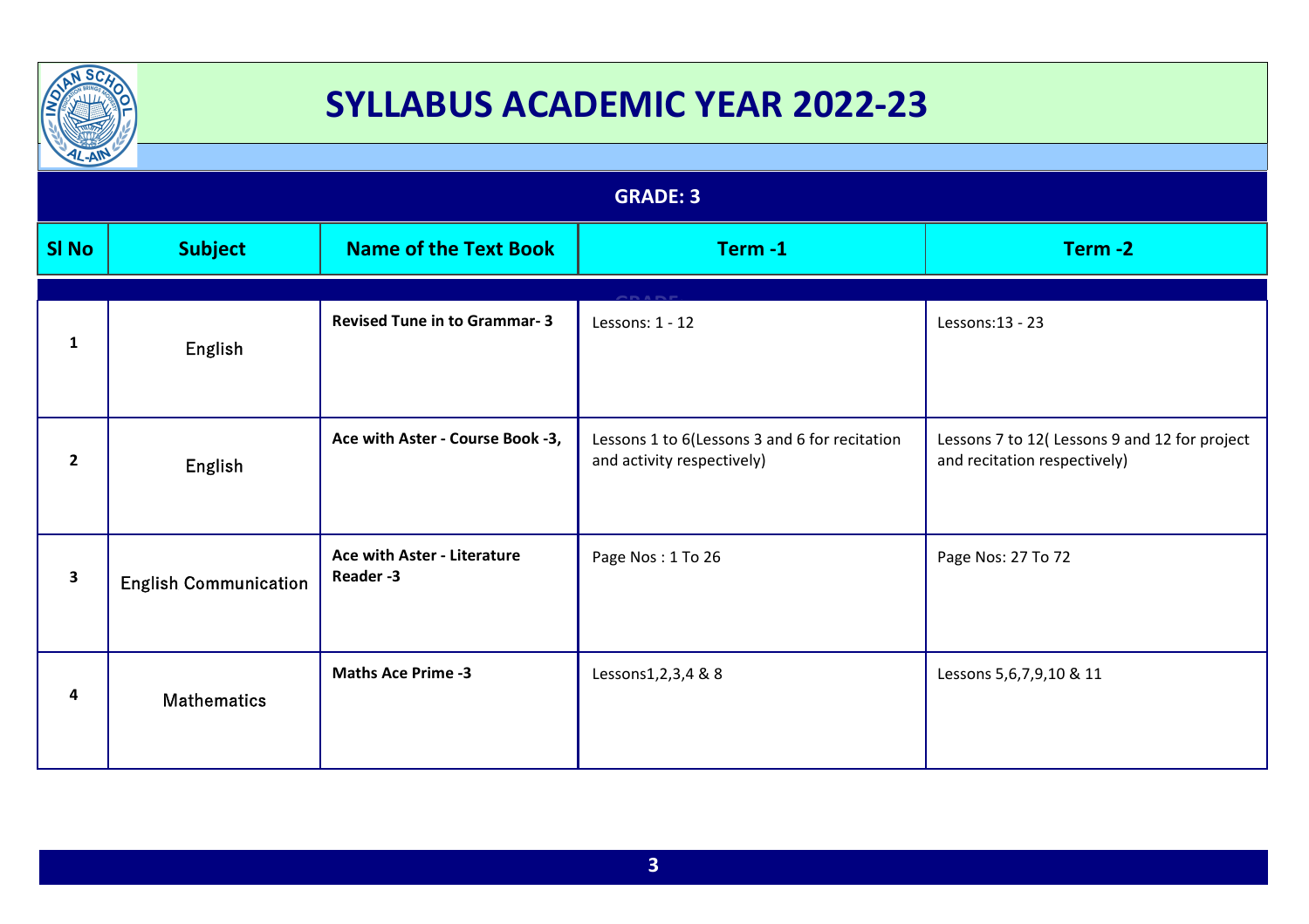# SYLLABUS ACADEMIC YEAR 2022-23

## GRADE: 3

| Sl No | Subject | Name of the Text Book | Term -1 | Term -2 |
|---|---|---|---|---|
| 1 | English | **Revised Tune in to Grammar- 3** | Lessons: 1 - 12 | Lessons:13 - 23 |
| 2 | English | **Ace with Aster - Course Book -3,** | Lessons 1 to 6(Lessons 3 and 6 for recitation and activity respectively) | Lessons 7 to 12( Lessons 9 and 12 for project and recitation respectively) |
| 3 | English Communication | **Ace with Aster - Literature Reader -3** | Page Nos : 1 To 26 | Page Nos: 27 To 72 |
| 4 | Mathematics | **Maths Ace Prime -3** | Lessons1,2,3,4 & 8 | Lessons 5,6,7,9,10 & 11 |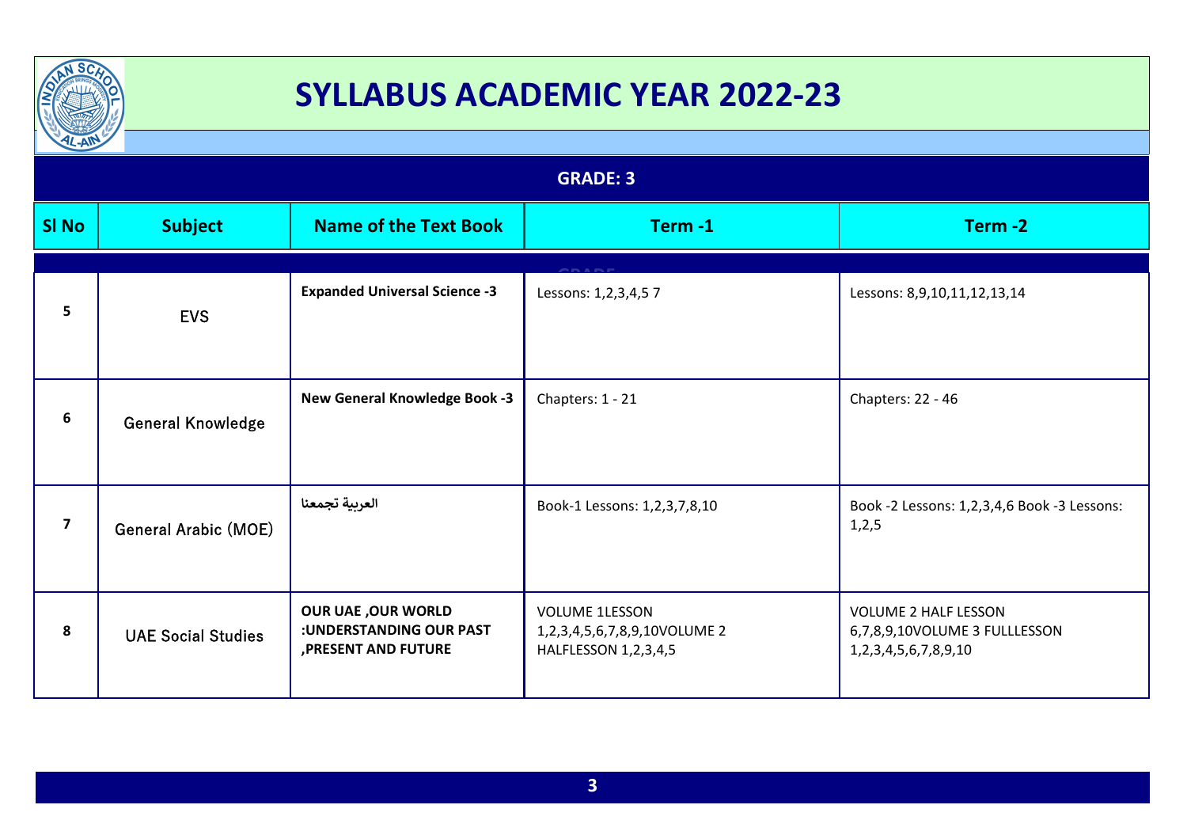# SYLLABUS ACADEMIC YEAR 2022-23

## GRADE: 3

| Sl No | Subject | Name of the Text Book | Term -1 | Term -2 |
|---|---|---|---|---|
| 5 | EVS | **Expanded Universal Science -3** | Lessons: 1,2,3,4,5 7 | Lessons: 8,9,10,11,12,13,14 |
| 6 | General Knowledge | **New General Knowledge Book -3** | Chapters: 1 - 21 | Chapters: 22 - 46 |
| 7 | General Arabic (MOE) | **العربية تجمعنا** | Book-1 Lessons: 1,2,3,7,8,10 | Book -2 Lessons: 1,2,3,4,6 Book -3 Lessons: 1,2,5 |
| 8 | UAE Social Studies | **OUR UAE ,OUR WORLD :UNDERSTANDING OUR PAST ,PRESENT AND FUTURE** | VOLUME 1LESSON 1,2,3,4,5,6,7,8,9,10VOLUME 2 HALFLESSON 1,2,3,4,5 | VOLUME 2 HALF LESSON 6,7,8,9,10VOLUME 3 FULLLESSON 1,2,3,4,5,6,7,8,9,10 |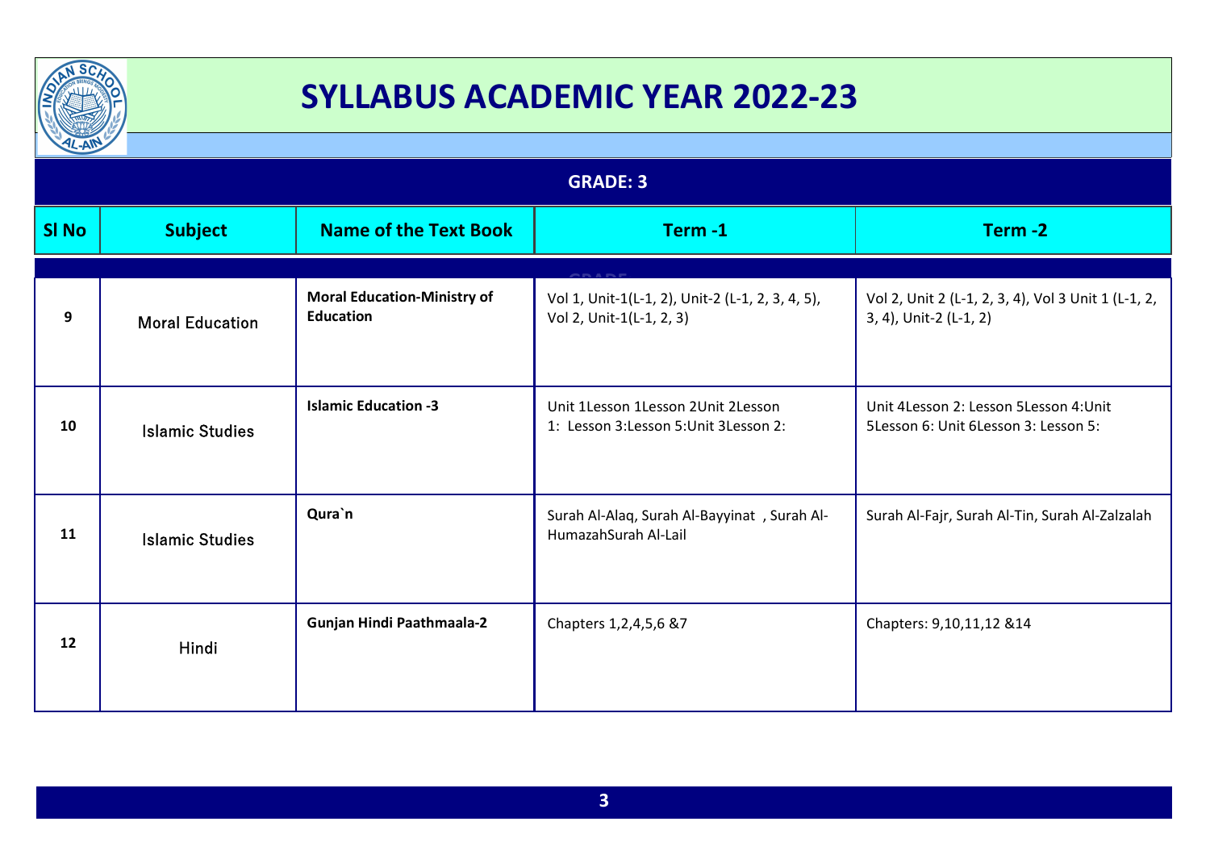# SYLLABUS ACADEMIC YEAR 2022-23

## GRADE: 3

| Sl No | Subject | Name of the Text Book | Term -1 | Term -2 |
|---|---|---|---|---|
| 9 | Moral Education | **Moral Education-Ministry of Education** | Vol 1, Unit-1(L-1, 2), Unit-2 (L-1, 2, 3, 4, 5), Vol 2, Unit-1(L-1, 2, 3) | Vol 2, Unit 2 (L-1, 2, 3, 4), Vol 3 Unit 1 (L-1, 2, 3, 4), Unit-2 (L-1, 2) |
| 10 | Islamic Studies | **Islamic Education -3** | Unit 1Lesson 1Lesson 2Unit 2Lesson 1: Lesson 3:Lesson 5:Unit 3Lesson 2: | Unit 4Lesson 2: Lesson 5Lesson 4:Unit 5Lesson 6: Unit 6Lesson 3: Lesson 5: |
| 11 | Islamic Studies | **Qura`n** | Surah Al-Alaq, Surah Al-Bayyinat , Surah Al-HumazahSurah Al-Lail | Surah Al-Fajr, Surah Al-Tin, Surah Al-Zalzalah |
| 12 | Hindi | **Gunjan Hindi Paathmaala-2** | Chapters 1,2,4,5,6 &7 | Chapters: 9,10,11,12 &14 |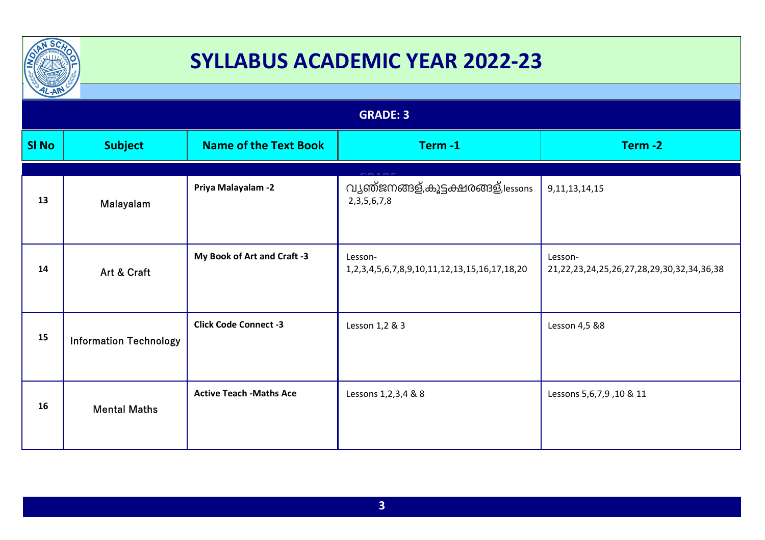# SYLLABUS ACADEMIC YEAR 2022-23

## GRADE: 3

| Sl No | Subject | Name of the Text Book | Term -1 | Term -2 |
|---|---|---|---|---|
| 13 | Malayalam | **Priya Malayalam -2** | വ്യഞ്ജനങ്ങള്,കൂട്ടക്ഷരങ്ങള്,lessons 2,3,5,6,7,8 | 9,11,13,14,15 |
| 14 | Art & Craft | **My Book of Art and Craft -3** | Lesson- 1,2,3,4,5,6,7,8,9,10,11,12,13,15,16,17,18,20 | Lesson- 21,22,23,24,25,26,27,28,29,30,32,34,36,38 |
| 15 | Information Technology | **Click Code Connect -3** | Lesson 1,2 & 3 | Lesson 4,5 &8 |
| 16 | Mental Maths | **Active Teach -Maths Ace** | Lessons 1,2,3,4 & 8 | Lessons 5,6,7,9 ,10 & 11 |